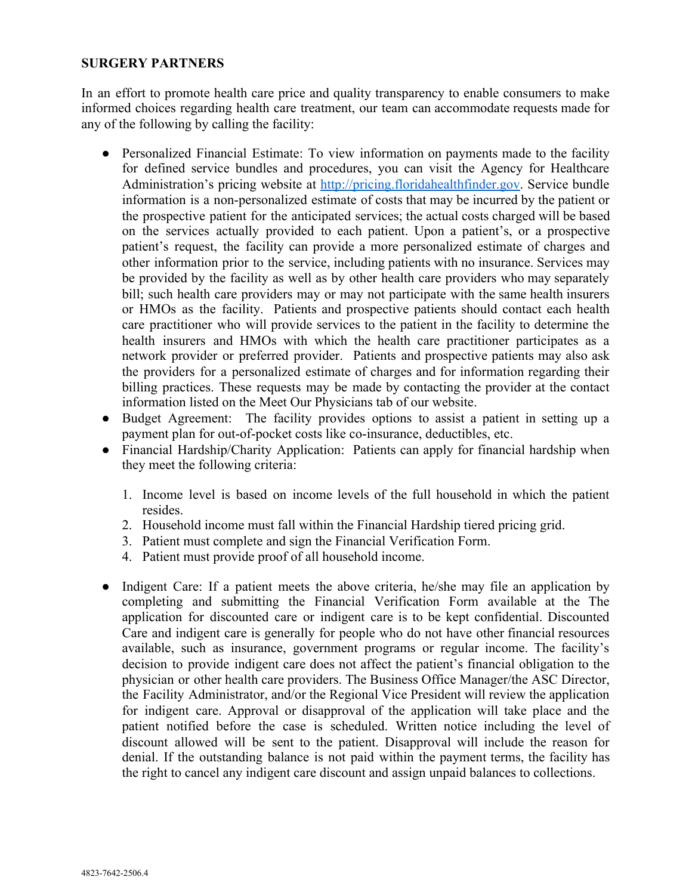**SURGERY PARTNERS**

In an effort to promote health care price and quality transparency to enable consumers to make informed choices regarding health care treatment, our team can accommodate requests made for any of the following by calling the facility:

- Personalized Financial Estimate: To view information on payments made to the facility for defined service bundles and procedures, you can visit the Agency for Healthcare Administration's pricing website at [http://pricing.floridahealthfinder.gov](http://pricing.floridahealthfinder.gov). Service bundle information is a non-personalized estimate of costs that may be incurred by the patient or the prospective patient for the anticipated services; the actual costs charged will be based on the services actually provided to each patient. Upon a patient's, or a prospective patient's request, the facility can provide a more personalized estimate of charges and other information prior to the service, including patients with no insurance. Services may be provided by the facility as well as by other health care providers who may separately bill; such health care providers may or may not participate with the same health insurers or HMOs as the facility. Patients and prospective patients should contact each health care practitioner who will provide services to the patient in the facility to determine the health insurers and HMOs with which the health care practitioner participates as a network provider or preferred provider. Patients and prospective patients may also ask the providers for a personalized estimate of charges and for information regarding their billing practices. These requests may be made by contacting the provider at the contact information listed on the Meet Our Physicians tab of our website.
- Budget Agreement: The facility provides options to assist a patient in setting up a payment plan for out-of-pocket costs like co-insurance, deductibles, etc.
- Financial Hardship/Charity Application: Patients can apply for financial hardship when they meet the following criteria:

    1. Income level is based on income levels of the full household in which the patient resides.
    2. Household income must fall within the Financial Hardship tiered pricing grid.
    3. Patient must complete and sign the Financial Verification Form.
    4. Patient must provide proof of all household income.

- Indigent Care: If a patient meets the above criteria, he/she may file an application by completing and submitting the Financial Verification Form available at the The application for discounted care or indigent care is to be kept confidential. Discounted Care and indigent care is generally for people who do not have other financial resources available, such as insurance, government programs or regular income. The facility's decision to provide indigent care does not affect the patient's financial obligation to the physician or other health care providers. The Business Office Manager/the ASC Director, the Facility Administrator, and/or the Regional Vice President will review the application for indigent care. Approval or disapproval of the application will take place and the patient notified before the case is scheduled. Written notice including the level of discount allowed will be sent to the patient. Disapproval will include the reason for denial. If the outstanding balance is not paid within the payment terms, the facility has the right to cancel any indigent care discount and assign unpaid balances to collections.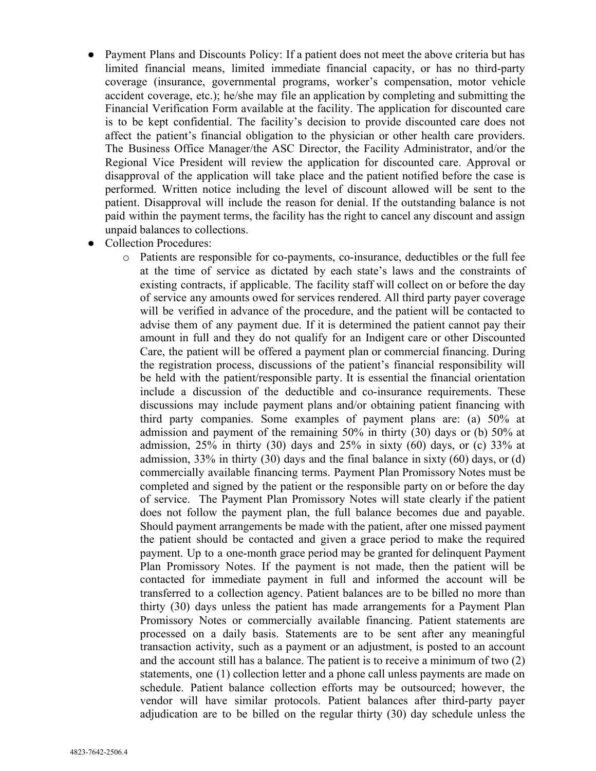- Payment Plans and Discounts Policy: If a patient does not meet the above criteria but has limited financial means, limited immediate financial capacity, or has no third-party coverage (insurance, governmental programs, worker's compensation, motor vehicle accident coverage, etc.); he/she may file an application by completing and submitting the Financial Verification Form available at the facility. The application for discounted care is to be kept confidential. The facility's decision to provide discounted care does not affect the patient's financial obligation to the physician or other health care providers. The Business Office Manager/the ASC Director, the Facility Administrator, and/or the Regional Vice President will review the application for discounted care. Approval or disapproval of the application will take place and the patient notified before the case is performed. Written notice including the level of discount allowed will be sent to the patient. Disapproval will include the reason for denial. If the outstanding balance is not paid within the payment terms, the facility has the right to cancel any discount and assign unpaid balances to collections.
- Collection Procedures:
  - Patients are responsible for co-payments, co-insurance, deductibles or the full fee at the time of service as dictated by each state's laws and the constraints of existing contracts, if applicable. The facility staff will collect on or before the day of service any amounts owed for services rendered. All third party payer coverage will be verified in advance of the procedure, and the patient will be contacted to advise them of any payment due. If it is determined the patient cannot pay their amount in full and they do not qualify for an Indigent care or other Discounted Care, the patient will be offered a payment plan or commercial financing. During the registration process, discussions of the patient's financial responsibility will be held with the patient/responsible party. It is essential the financial orientation include a discussion of the deductible and co-insurance requirements. These discussions may include payment plans and/or obtaining patient financing with third party companies. Some examples of payment plans are: (a) 50% at admission and payment of the remaining 50% in thirty (30) days or (b) 50% at admission, 25% in thirty (30) days and 25% in sixty (60) days, or (c) 33% at admission, 33% in thirty (30) days and the final balance in sixty (60) days, or (d) commercially available financing terms. Payment Plan Promissory Notes must be completed and signed by the patient or the responsible party on or before the day of service. The Payment Plan Promissory Notes will state clearly if the patient does not follow the payment plan, the full balance becomes due and payable. Should payment arrangements be made with the patient, after one missed payment the patient should be contacted and given a grace period to make the required payment. Up to a one-month grace period may be granted for delinquent Payment Plan Promissory Notes. If the payment is not made, then the patient will be contacted for immediate payment in full and informed the account will be transferred to a collection agency. Patient balances are to be billed no more than thirty (30) days unless the patient has made arrangements for a Payment Plan Promissory Notes or commercially available financing. Patient statements are processed on a daily basis. Statements are to be sent after any meaningful transaction activity, such as a payment or an adjustment, is posted to an account and the account still has a balance. The patient is to receive a minimum of two (2) statements, one (1) collection letter and a phone call unless payments are made on schedule. Patient balance collection efforts may be outsourced; however, the vendor will have similar protocols. Patient balances after third-party payer adjudication are to be billed on the regular thirty (30) day schedule unless the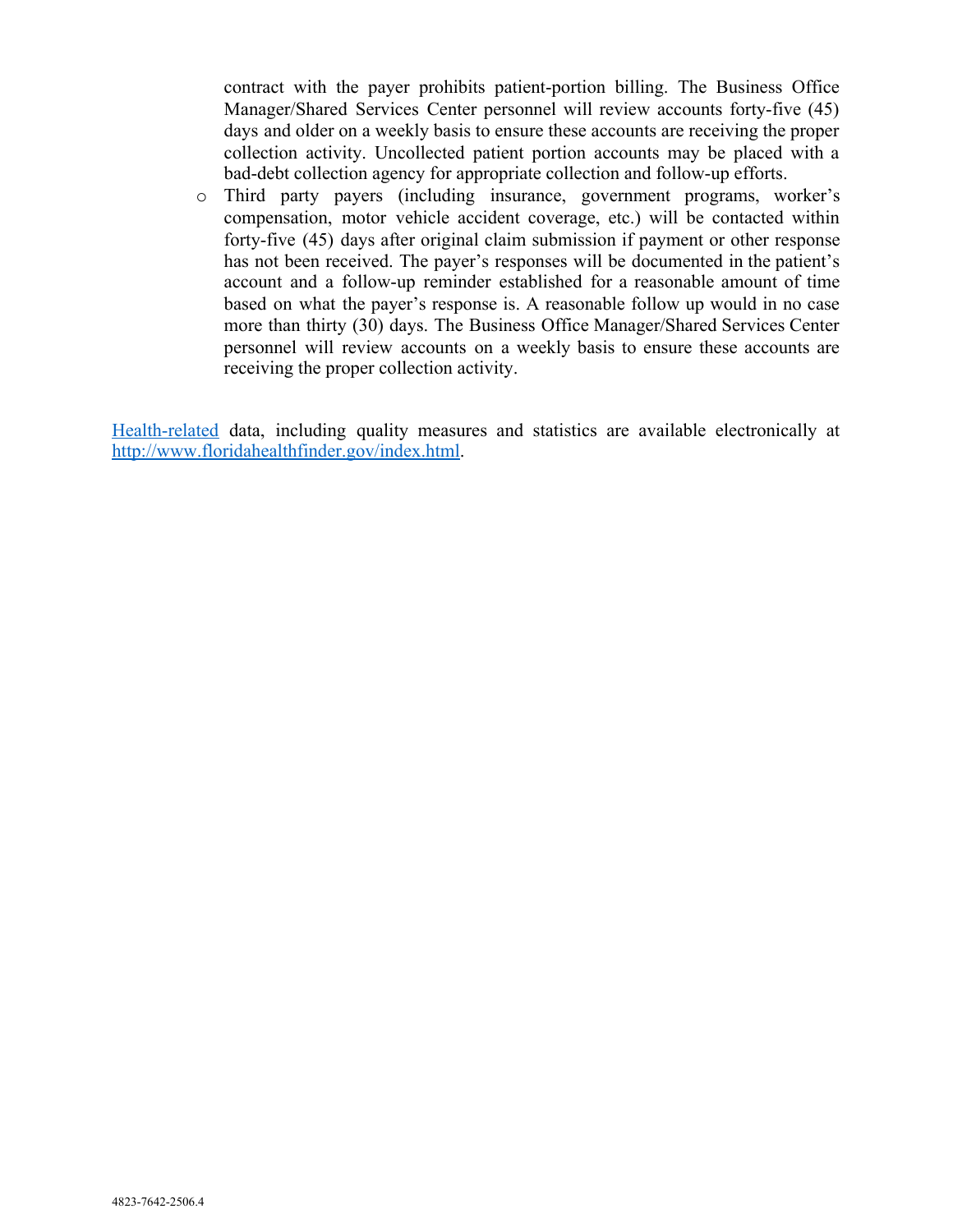contract with the payer prohibits patient-portion billing. The Business Office Manager/Shared Services Center personnel will review accounts forty-five (45) days and older on a weekly basis to ensure these accounts are receiving the proper collection activity. Uncollected patient portion accounts may be placed with a bad-debt collection agency for appropriate collection and follow-up efforts.

- Third party payers (including insurance, government programs, worker's compensation, motor vehicle accident coverage, etc.) will be contacted within forty-five (45) days after original claim submission if payment or other response has not been received. The payer's responses will be documented in the patient's account and a follow-up reminder established for a reasonable amount of time based on what the payer's response is. A reasonable follow up would in no case more than thirty (30) days. The Business Office Manager/Shared Services Center personnel will review accounts on a weekly basis to ensure these accounts are receiving the proper collection activity.

Health-related data, including quality measures and statistics are available electronically at http://www.floridahealthfinder.gov/index.html.